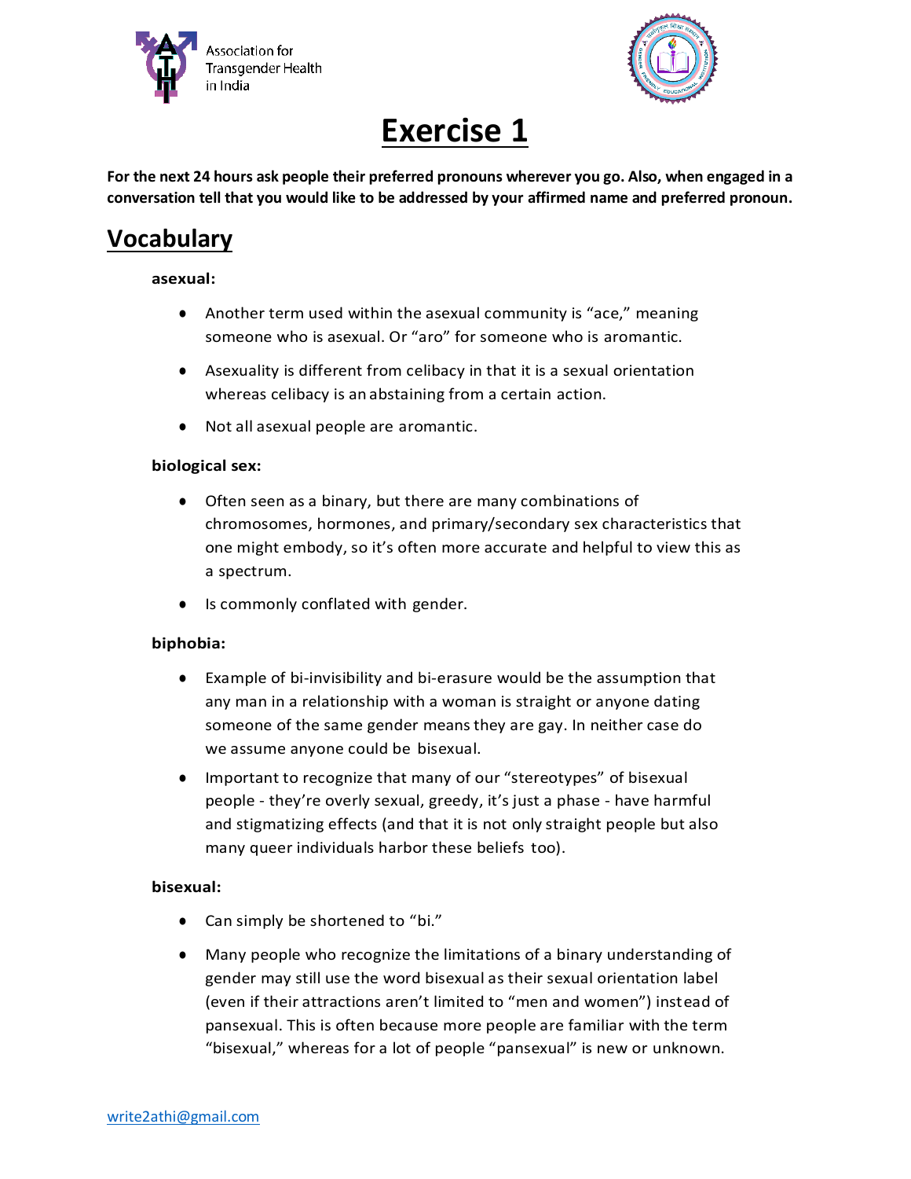Association for Transgender Health in India

# Exercise 1

**For the next 24 hours ask people their preferred pronouns wherever you go. Also, when engaged in a conversation tell that you would like to be addressed by your affirmed name and preferred pronoun.**

## Vocabulary

**asexual:**

- Another term used within the asexual community is "ace," meaning someone who is asexual. Or "aro" for someone who is aromantic.
- Asexuality is different from celibacy in that it is a sexual orientation whereas celibacy is an abstaining from a certain action.
- Not all asexual people are aromantic.

**biological sex:**

- Often seen as a binary, but there are many combinations of chromosomes, hormones, and primary/secondary sex characteristics that one might embody, so it's often more accurate and helpful to view this as a spectrum.
- Is commonly conflated with gender.

**biphobia:**

- Example of bi-invisibility and bi-erasure would be the assumption that any man in a relationship with a woman is straight or anyone dating someone of the same gender means they are gay. In neither case do we assume anyone could be bisexual.
- Important to recognize that many of our "stereotypes" of bisexual people - they're overly sexual, greedy, it's just a phase - have harmful and stigmatizing effects (and that it is not only straight people but also many queer individuals harbor these beliefs too).

**bisexual:**

- Can simply be shortened to "bi."
- Many people who recognize the limitations of a binary understanding of gender may still use the word bisexual as their sexual orientation label (even if their attractions aren't limited to "men and women") instead of pansexual. This is often because more people are familiar with the term "bisexual," whereas for a lot of people "pansexual" is new or unknown.

write2athi@gmail.com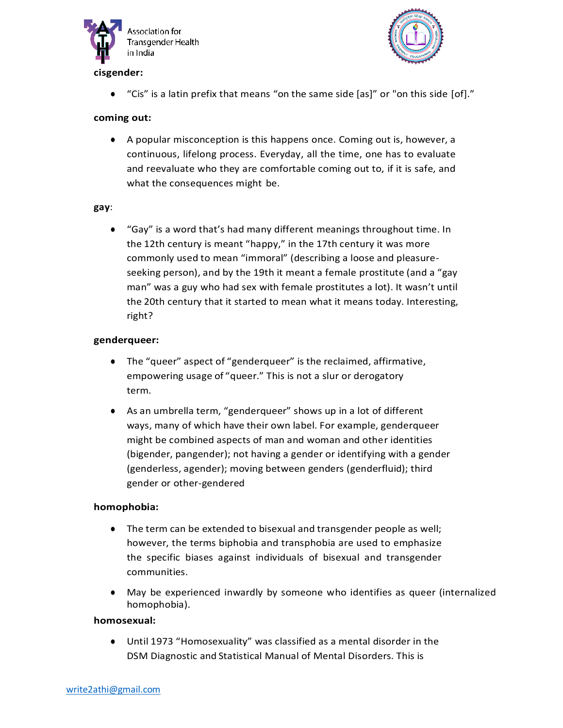**cisgender:**

- "Cis" is a latin prefix that means "on the same side [as]" or "on this side [of]."

**coming out:**

- A popular misconception is this happens once. Coming out is, however, a continuous, lifelong process. Everyday, all the time, one has to evaluate and reevaluate who they are comfortable coming out to, if it is safe, and what the consequences might be.

**gay**:

- "Gay" is a word that's had many different meanings throughout time. In the 12th century is meant "happy," in the 17th century it was more commonly used to mean "immoral" (describing a loose and pleasure-seeking person), and by the 19th it meant a female prostitute (and a "gay man" was a guy who had sex with female prostitutes a lot). It wasn't until the 20th century that it started to mean what it means today. Interesting, right?

**genderqueer:**

- The "queer" aspect of "genderqueer" is the reclaimed, affirmative, empowering usage of "queer." This is not a slur or derogatory term.
- As an umbrella term, "genderqueer" shows up in a lot of different ways, many of which have their own label. For example, genderqueer might be combined aspects of man and woman and other identities (bigender, pangender); not having a gender or identifying with a gender (genderless, agender); moving between genders (genderfluid); third gender or other-gendered

**homophobia:**

- The term can be extended to bisexual and transgender people as well; however, the terms biphobia and transphobia are used to emphasize the specific biases against individuals of bisexual and transgender communities.
- May be experienced inwardly by someone who identifies as queer (internalized homophobia).

**homosexual:**

- Until 1973 "Homosexuality" was classified as a mental disorder in the DSM Diagnostic and Statistical Manual of Mental Disorders. This is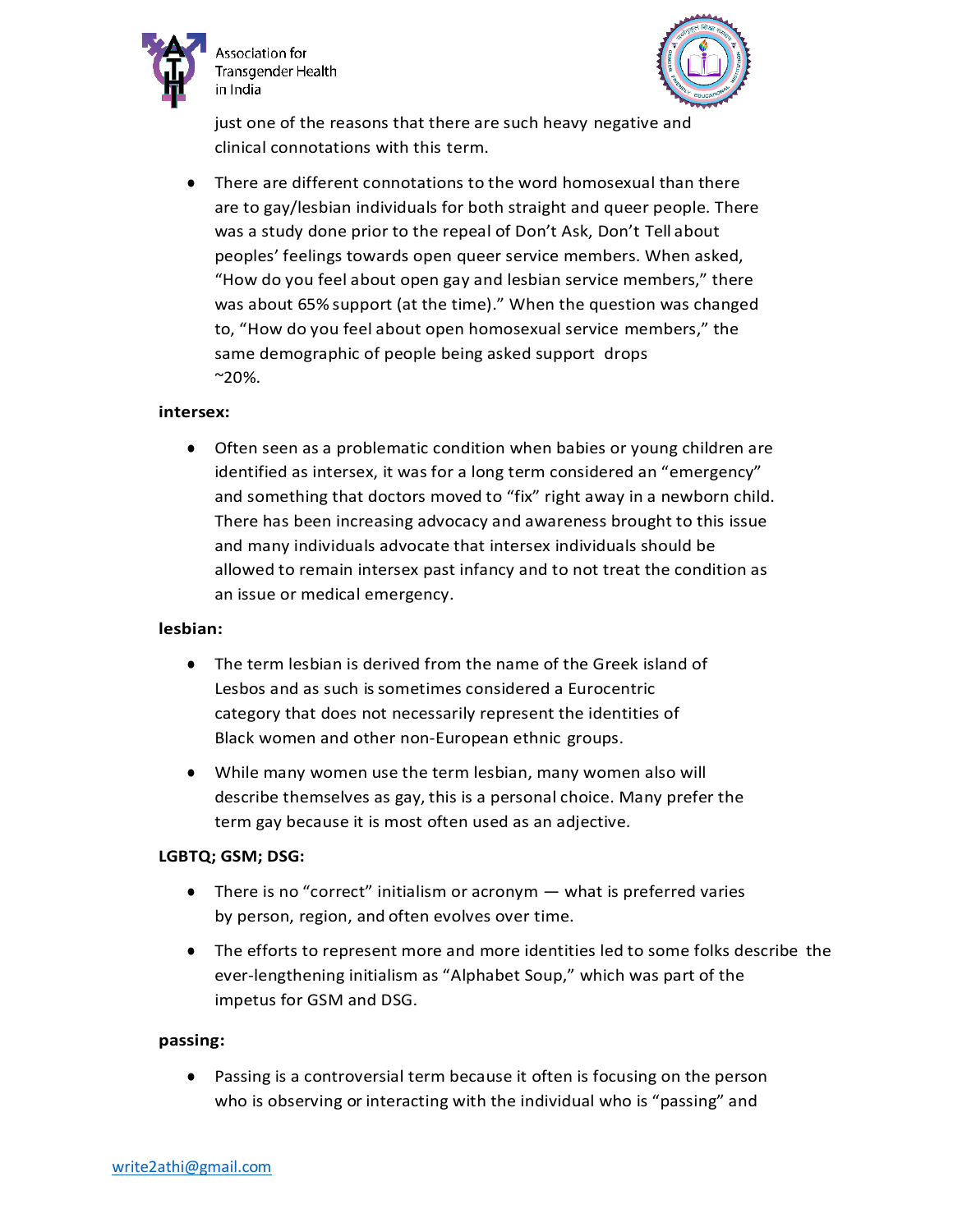just one of the reasons that there are such heavy negative and clinical connotations with this term.

- There are different connotations to the word homosexual than there are to gay/lesbian individuals for both straight and queer people. There was a study done prior to the repeal of Don't Ask, Don't Tell about peoples' feelings towards open queer service members. When asked, "How do you feel about open gay and lesbian service members," there was about 65% support (at the time)." When the question was changed to, "How do you feel about open homosexual service members," the same demographic of people being asked support drops ~20%.

**intersex:**

- Often seen as a problematic condition when babies or young children are identified as intersex, it was for a long term considered an "emergency" and something that doctors moved to "fix" right away in a newborn child. There has been increasing advocacy and awareness brought to this issue and many individuals advocate that intersex individuals should be allowed to remain intersex past infancy and to not treat the condition as an issue or medical emergency.

**lesbian:**

- The term lesbian is derived from the name of the Greek island of Lesbos and as such is sometimes considered a Eurocentric category that does not necessarily represent the identities of Black women and other non-European ethnic groups.
- While many women use the term lesbian, many women also will describe themselves as gay, this is a personal choice. Many prefer the term gay because it is most often used as an adjective.

**LGBTQ; GSM; DSG:**

- There is no "correct" initialism or acronym — what is preferred varies by person, region, and often evolves over time.
- The efforts to represent more and more identities led to some folks describe the ever-lengthening initialism as "Alphabet Soup," which was part of the impetus for GSM and DSG.

**passing:**

- Passing is a controversial term because it often is focusing on the person who is observing or interacting with the individual who is "passing" and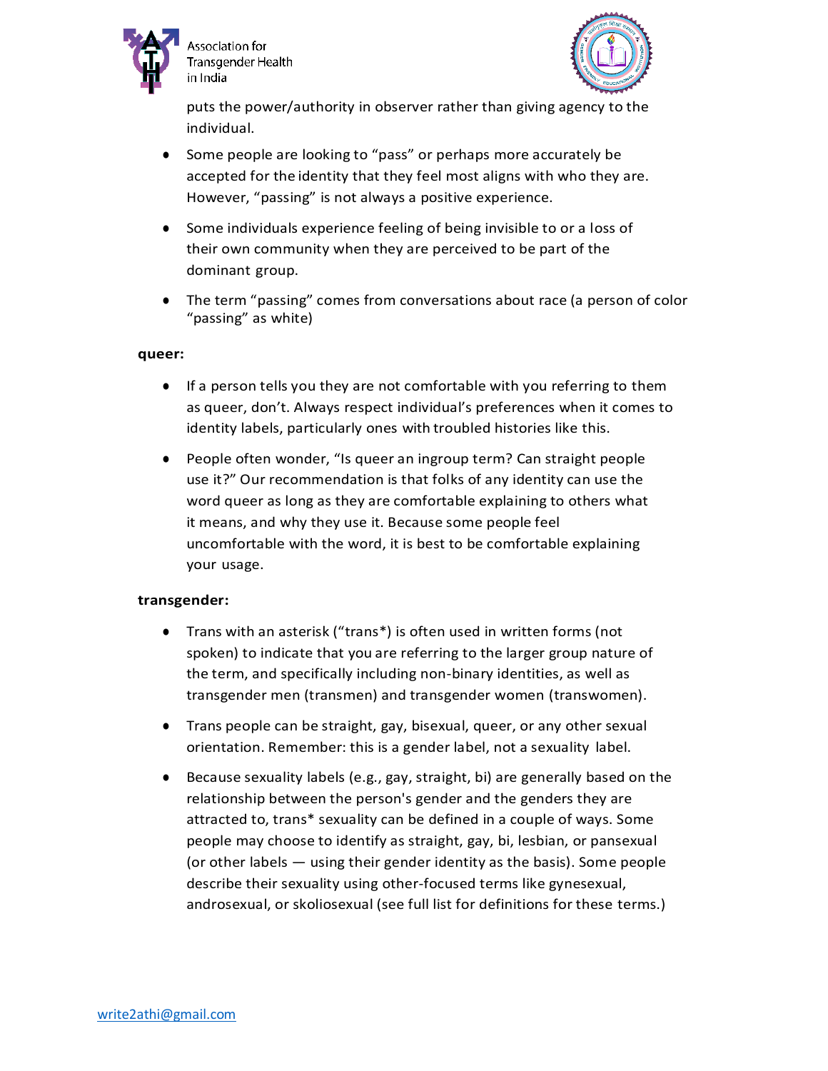puts the power/authority in observer rather than giving agency to the individual.

- Some people are looking to "pass" or perhaps more accurately be accepted for the identity that they feel most aligns with who they are. However, "passing" is not always a positive experience.
- Some individuals experience feeling of being invisible to or a loss of their own community when they are perceived to be part of the dominant group.
- The term "passing" comes from conversations about race (a person of color "passing" as white)

**queer:**

- If a person tells you they are not comfortable with you referring to them as queer, don't. Always respect individual's preferences when it comes to identity labels, particularly ones with troubled histories like this.
- People often wonder, "Is queer an ingroup term? Can straight people use it?" Our recommendation is that folks of any identity can use the word queer as long as they are comfortable explaining to others what it means, and why they use it. Because some people feel uncomfortable with the word, it is best to be comfortable explaining your usage.

**transgender:**

- Trans with an asterisk ("trans*) is often used in written forms (not spoken) to indicate that you are referring to the larger group nature of the term, and specifically including non-binary identities, as well as transgender men (transmen) and transgender women (transwomen).
- Trans people can be straight, gay, bisexual, queer, or any other sexual orientation. Remember: this is a gender label, not a sexuality label.
- Because sexuality labels (e.g., gay, straight, bi) are generally based on the relationship between the person's gender and the genders they are attracted to, trans* sexuality can be defined in a couple of ways. Some people may choose to identify as straight, gay, bi, lesbian, or pansexual (or other labels — using their gender identity as the basis). Some people describe their sexuality using other-focused terms like gynesexual, androsexual, or skoliosexual (see full list for definitions for these terms.)